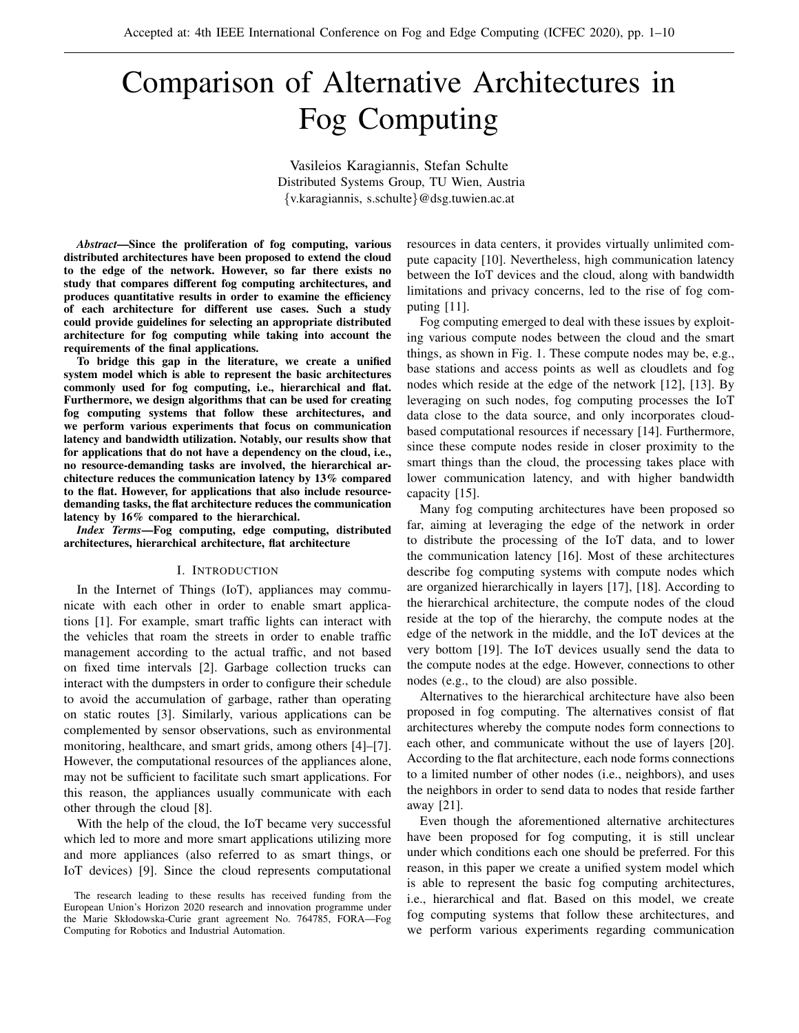# Comparison of Alternative Architectures in Fog Computing

Vasileios Karagiannis, Stefan Schulte
Distributed Systems Group, TU Wien, Austria
{v.karagiannis, s.schulte}@dsg.tuwien.ac.at

***Abstract*—Since the proliferation of fog computing, various distributed architectures have been proposed to extend the cloud to the edge of the network. However, so far there exists no study that compares different fog computing architectures, and produces quantitative results in order to examine the efficiency of each architecture for different use cases. Such a study could provide guidelines for selecting an appropriate distributed architecture for fog computing while taking into account the requirements of the final applications.**

**To bridge this gap in the literature, we create a unified system model which is able to represent the basic architectures commonly used for fog computing, i.e., hierarchical and flat. Furthermore, we design algorithms that can be used for creating fog computing systems that follow these architectures, and we perform various experiments that focus on communication latency and bandwidth utilization. Notably, our results show that for applications that do not have a dependency on the cloud, i.e., no resource-demanding tasks are involved, the hierarchical architecture reduces the communication latency by 13% compared to the flat. However, for applications that also include resource-demanding tasks, the flat architecture reduces the communication latency by 16% compared to the hierarchical.**

***Index Terms*—Fog computing, edge computing, distributed architectures, hierarchical architecture, flat architecture**

## I. Introduction

In the Internet of Things (IoT), appliances may communicate with each other in order to enable smart applications [1]. For example, smart traffic lights can interact with the vehicles that roam the streets in order to enable traffic management according to the actual traffic, and not based on fixed time intervals [2]. Garbage collection trucks can interact with the dumpsters in order to configure their schedule to avoid the accumulation of garbage, rather than operating on static routes [3]. Similarly, various applications can be complemented by sensor observations, such as environmental monitoring, healthcare, and smart grids, among others [4]–[7]. However, the computational resources of the appliances alone, may not be sufficient to facilitate such smart applications. For this reason, the appliances usually communicate with each other through the cloud [8].

With the help of the cloud, the IoT became very successful which led to more and more smart applications utilizing more and more appliances (also referred to as smart things, or IoT devices) [9]. Since the cloud represents computational resources in data centers, it provides virtually unlimited compute capacity [10]. Nevertheless, high communication latency between the IoT devices and the cloud, along with bandwidth limitations and privacy concerns, led to the rise of fog computing [11].

Fog computing emerged to deal with these issues by exploiting various compute nodes between the cloud and the smart things, as shown in Fig. 1. These compute nodes may be, e.g., base stations and access points as well as cloudlets and fog nodes which reside at the edge of the network [12], [13]. By leveraging on such nodes, fog computing processes the IoT data close to the data source, and only incorporates cloud-based computational resources if necessary [14]. Furthermore, since these compute nodes reside in closer proximity to the smart things than the cloud, the processing takes place with lower communication latency, and with higher bandwidth capacity [15].

Many fog computing architectures have been proposed so far, aiming at leveraging the edge of the network in order to distribute the processing of the IoT data, and to lower the communication latency [16]. Most of these architectures describe fog computing systems with compute nodes which are organized hierarchically in layers [17], [18]. According to the hierarchical architecture, the compute nodes of the cloud reside at the top of the hierarchy, the compute nodes at the edge of the network in the middle, and the IoT devices at the very bottom [19]. The IoT devices usually send the data to the compute nodes at the edge. However, connections to other nodes (e.g., to the cloud) are also possible.

Alternatives to the hierarchical architecture have also been proposed in fog computing. The alternatives consist of flat architectures whereby the compute nodes form connections to each other, and communicate without the use of layers [20]. According to the flat architecture, each node forms connections to a limited number of other nodes (i.e., neighbors), and uses the neighbors in order to send data to nodes that reside farther away [21].

Even though the aforementioned alternative architectures have been proposed for fog computing, it is still unclear under which conditions each one should be preferred. For this reason, in this paper we create a unified system model which is able to represent the basic fog computing architectures, i.e., hierarchical and flat. Based on this model, we create fog computing systems that follow these architectures, and we perform various experiments regarding communication

The research leading to these results has received funding from the European Union's Horizon 2020 research and innovation programme under the Marie Skłodowska-Curie grant agreement No. 764785, FORA—Fog Computing for Robotics and Industrial Automation.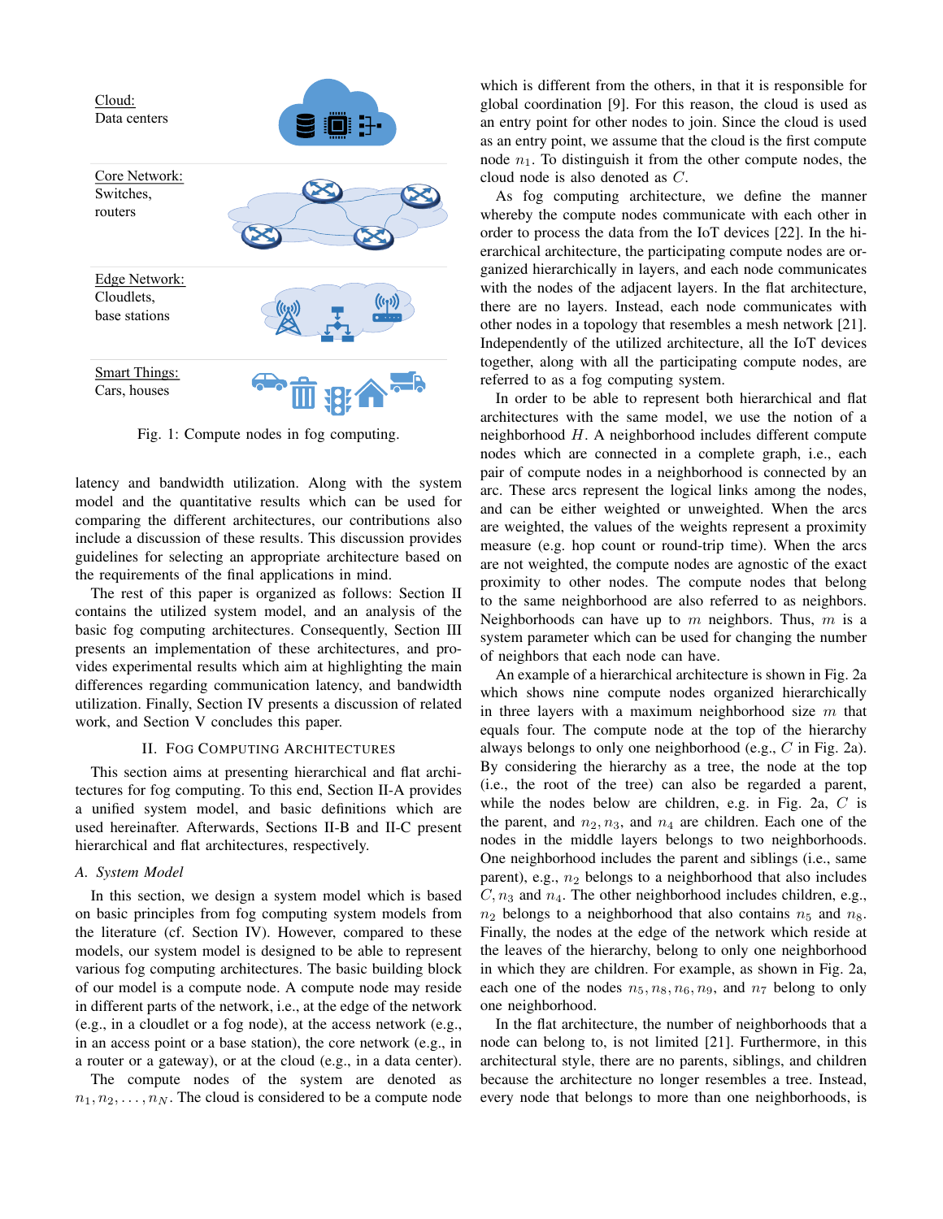Cloud:
Data centers

Core Network:
Switches,
routers

Edge Network:
Cloudlets,
base stations

Smart Things:
Cars, houses

Fig. 1: Compute nodes in fog computing.

latency and bandwidth utilization. Along with the system model and the quantitative results which can be used for comparing the different architectures, our contributions also include a discussion of these results. This discussion provides guidelines for selecting an appropriate architecture based on the requirements of the final applications in mind.

The rest of this paper is organized as follows: Section II contains the utilized system model, and an analysis of the basic fog computing architectures. Consequently, Section III presents an implementation of these architectures, and provides experimental results which aim at highlighting the main differences regarding communication latency, and bandwidth utilization. Finally, Section IV presents a discussion of related work, and Section V concludes this paper.

## II. Fog Computing Architectures

This section aims at presenting hierarchical and flat architectures for fog computing. To this end, Section II-A provides a unified system model, and basic definitions which are used hereinafter. Afterwards, Sections II-B and II-C present hierarchical and flat architectures, respectively.

### A. System Model

In this section, we design a system model which is based on basic principles from fog computing system models from the literature (cf. Section IV). However, compared to these models, our system model is designed to be able to represent various fog computing architectures. The basic building block of our model is a compute node. A compute node may reside in different parts of the network, i.e., at the edge of the network (e.g., in a cloudlet or a fog node), at the access network (e.g., in an access point or a base station), the core network (e.g., in a router or a gateway), or at the cloud (e.g., in a data center).

The compute nodes of the system are denoted as $n_1, n_2, \ldots, n_N$. The cloud is considered to be a compute node which is different from the others, in that it is responsible for global coordination [9]. For this reason, the cloud is used as an entry point for other nodes to join. Since the cloud is used as an entry point, we assume that the cloud is the first compute node $n_1$. To distinguish it from the other compute nodes, the cloud node is also denoted as $C$.

As fog computing architecture, we define the manner whereby the compute nodes communicate with each other in order to process the data from the IoT devices [22]. In the hierarchical architecture, the participating compute nodes are organized hierarchically in layers, and each node communicates with the nodes of the adjacent layers. In the flat architecture, there are no layers. Instead, each node communicates with other nodes in a topology that resembles a mesh network [21]. Independently of the utilized architecture, all the IoT devices together, along with all the participating compute nodes, are referred to as a fog computing system.

In order to be able to represent both hierarchical and flat architectures with the same model, we use the notion of a neighborhood $H$. A neighborhood includes different compute nodes which are connected in a complete graph, i.e., each pair of compute nodes in a neighborhood is connected by an arc. These arcs represent the logical links among the nodes, and can be either weighted or unweighted. When the arcs are weighted, the values of the weights represent a proximity measure (e.g. hop count or round-trip time). When the arcs are not weighted, the compute nodes are agnostic of the exact proximity to other nodes. The compute nodes that belong to the same neighborhood are also referred to as neighbors. Neighborhoods can have up to $m$ neighbors. Thus, $m$ is a system parameter which can be used for changing the number of neighbors that each node can have.

An example of a hierarchical architecture is shown in Fig. 2a which shows nine compute nodes organized hierarchically in three layers with a maximum neighborhood size $m$ that equals four. The compute node at the top of the hierarchy always belongs to only one neighborhood (e.g., $C$ in Fig. 2a). By considering the hierarchy as a tree, the node at the top (i.e., the root of the tree) can also be regarded a parent, while the nodes below are children, e.g. in Fig. 2a, $C$ is the parent, and $n_2, n_3$, and $n_4$ are children. Each one of the nodes in the middle layers belongs to two neighborhoods. One neighborhood includes the parent and siblings (i.e., same parent), e.g., $n_2$ belongs to a neighborhood that also includes $C, n_3$ and $n_4$. The other neighborhood includes children, e.g., $n_2$ belongs to a neighborhood that also contains $n_5$ and $n_8$. Finally, the nodes at the edge of the network which reside at the leaves of the hierarchy, belong to only one neighborhood in which they are children. For example, as shown in Fig. 2a, each one of the nodes $n_5, n_8, n_6, n_9$, and $n_7$ belong to only one neighborhood.

In the flat architecture, the number of neighborhoods that a node can belong to, is not limited [21]. Furthermore, in this architectural style, there are no parents, siblings, and children because the architecture no longer resembles a tree. Instead, every node that belongs to more than one neighborhoods, is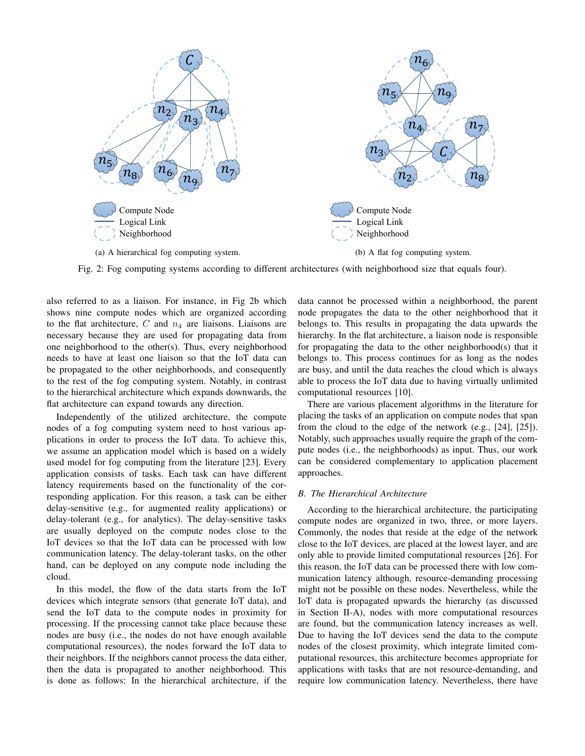(a) A hierarchical fog computing system.

(b) A flat fog computing system.

Fig. 2: Fog computing systems according to different architectures (with neighborhood size that equals four).

also referred to as a liaison. For instance, in Fig 2b which shows nine compute nodes which are organized according to the flat architecture, $C$ and $n_4$ are liaisons. Liaisons are necessary because they are used for propagating data from one neighborhood to the other(s). Thus, every neighborhood needs to have at least one liaison so that the IoT data can be propagated to the other neighborhoods, and consequently to the rest of the fog computing system. Notably, in contrast to the hierarchical architecture which expands downwards, the flat architecture can expand towards any direction.

Independently of the utilized architecture, the compute nodes of a fog computing system need to host various applications in order to process the IoT data. To achieve this, we assume an application model which is based on a widely used model for fog computing from the literature [23]. Every application consists of tasks. Each task can have different latency requirements based on the functionality of the corresponding application. For this reason, a task can be either delay-sensitive (e.g., for augmented reality applications) or delay-tolerant (e.g., for analytics). The delay-sensitive tasks are usually deployed on the compute nodes close to the IoT devices so that the IoT data can be processed with low communication latency. The delay-tolerant tasks, on the other hand, can be deployed on any compute node including the cloud.

In this model, the flow of the data starts from the IoT devices which integrate sensors (that generate IoT data), and send the IoT data to the compute nodes in proximity for processing. If the processing cannot take place because these nodes are busy (i.e., the nodes do not have enough available computational resources), the nodes forward the IoT data to their neighbors. If the neighbors cannot process the data either, then the data is propagated to another neighborhood. This is done as follows: In the hierarchical architecture, if the data cannot be processed within a neighborhood, the parent node propagates the data to the other neighborhood that it belongs to. This results in propagating the data upwards the hierarchy. In the flat architecture, a liaison node is responsible for propagating the data to the other neighborhood(s) that it belongs to. This process continues for as long as the nodes are busy, and until the data reaches the cloud which is always able to process the IoT data due to having virtually unlimited computational resources [10].

There are various placement algorithms in the literature for placing the tasks of an application on compute nodes that span from the cloud to the edge of the network (e.g., [24], [25]). Notably, such approaches usually require the graph of the compute nodes (i.e., the neighborhoods) as input. Thus, our work can be considered complementary to application placement approaches.

### *B. The Hierarchical Architecture*

According to the hierarchical architecture, the participating compute nodes are organized in two, three, or more layers. Commonly, the nodes that reside at the edge of the network close to the IoT devices, are placed at the lowest layer, and are only able to provide limited computational resources [26]. For this reason, the IoT data can be processed there with low communication latency although, resource-demanding processing might not be possible on these nodes. Nevertheless, while the IoT data is propagated upwards the hierarchy (as discussed in Section II-A), nodes with more computational resources are found, but the communication latency increases as well. Due to having the IoT devices send the data to the compute nodes of the closest proximity, which integrate limited computational resources, this architecture becomes appropriate for applications with tasks that are not resource-demanding, and require low communication latency. Nevertheless, there have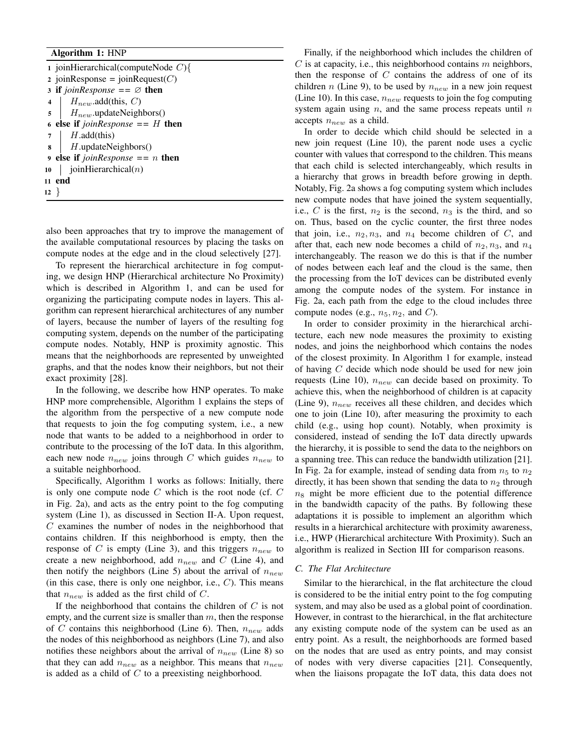**Algorithm 1:** HNP

```
1  joinHierarchical(computeNode C){
2  joinResponse = joinRequest(C)
3  if joinResponse == ∅ then
4  |  H_new.add(this, C)
5  |  H_new.updateNeighbors()
6  else if joinResponse == H then
7  |  H.add(this)
8  |  H.updateNeighbors()
9  else if joinResponse == n then
10 |  joinHierarchical(n)
11 end
12 }
```

also been approaches that try to improve the management of the available computational resources by placing the tasks on compute nodes at the edge and in the cloud selectively [27].

To represent the hierarchical architecture in fog computing, we design HNP (Hierarchical architecture No Proximity) which is described in Algorithm 1, and can be used for organizing the participating compute nodes in layers. This algorithm can represent hierarchical architectures of any number of layers, because the number of layers of the resulting fog computing system, depends on the number of the participating compute nodes. Notably, HNP is proximity agnostic. This means that the neighborhoods are represented by unweighted graphs, and that the nodes know their neighbors, but not their exact proximity [28].

In the following, we describe how HNP operates. To make HNP more comprehensible, Algorithm 1 explains the steps of the algorithm from the perspective of a new compute node that requests to join the fog computing system, i.e., a new node that wants to be added to a neighborhood in order to contribute to the processing of the IoT data. In this algorithm, each new node $n_{new}$ joins through $C$ which guides $n_{new}$ to a suitable neighborhood.

Specifically, Algorithm 1 works as follows: Initially, there is only one compute node $C$ which is the root node (cf. $C$ in Fig. 2a), and acts as the entry point to the fog computing system (Line 1), as discussed in Section II-A. Upon request, $C$ examines the number of nodes in the neighborhood that contains children. If this neighborhood is empty, then the response of $C$ is empty (Line 3), and this triggers $n_{new}$ to create a new neighborhood, add $n_{new}$ and $C$ (Line 4), and then notify the neighbors (Line 5) about the arrival of $n_{new}$ (in this case, there is only one neighbor, i.e., $C$). This means that $n_{new}$ is added as the first child of $C$.

If the neighborhood that contains the children of $C$ is not empty, and the current size is smaller than $m$, then the response of $C$ contains this neighborhood (Line 6). Then, $n_{new}$ adds the nodes of this neighborhood as neighbors (Line 7), and also notifies these neighbors about the arrival of $n_{new}$ (Line 8) so that they can add $n_{new}$ as a neighbor. This means that $n_{new}$ is added as a child of $C$ to a preexisting neighborhood.

Finally, if the neighborhood which includes the children of $C$ is at capacity, i.e., this neighborhood contains $m$ neighbors, then the response of $C$ contains the address of one of its children $n$ (Line 9), to be used by $n_{new}$ in a new join request (Line 10). In this case, $n_{new}$ requests to join the fog computing system again using $n$, and the same process repeats until $n$ accepts $n_{new}$ as a child.

In order to decide which child should be selected in a new join request (Line 10), the parent node uses a cyclic counter with values that correspond to the children. This means that each child is selected interchangeably, which results in a hierarchy that grows in breadth before growing in depth. Notably, Fig. 2a shows a fog computing system which includes new compute nodes that have joined the system sequentially, i.e., $C$ is the first, $n_2$ is the second, $n_3$ is the third, and so on. Thus, based on the cyclic counter, the first three nodes that join, i.e., $n_2, n_3$, and $n_4$ become children of $C$, and after that, each new node becomes a child of $n_2, n_3$, and $n_4$ interchangeably. The reason we do this is that if the number of nodes between each leaf and the cloud is the same, then the processing from the IoT devices can be distributed evenly among the compute nodes of the system. For instance in Fig. 2a, each path from the edge to the cloud includes three compute nodes (e.g., $n_5, n_2$, and $C$).

In order to consider proximity in the hierarchical architecture, each new node measures the proximity to existing nodes, and joins the neighborhood which contains the nodes of the closest proximity. In Algorithm 1 for example, instead of having $C$ decide which node should be used for new join requests (Line 10), $n_{new}$ can decide based on proximity. To achieve this, when the neighborhood of children is at capacity (Line 9), $n_{new}$ receives all these children, and decides which one to join (Line 10), after measuring the proximity to each child (e.g., using hop count). Notably, when proximity is considered, instead of sending the IoT data directly upwards the hierarchy, it is possible to send the data to the neighbors on a spanning tree. This can reduce the bandwidth utilization [21]. In Fig. 2a for example, instead of sending data from $n_5$ to $n_2$ directly, it has been shown that sending the data to $n_2$ through $n_8$ might be more efficient due to the potential difference in the bandwidth capacity of the paths. By following these adaptations it is possible to implement an algorithm which results in a hierarchical architecture with proximity awareness, i.e., HWP (Hierarchical architecture With Proximity). Such an algorithm is realized in Section III for comparison reasons.

### C. The Flat Architecture

Similar to the hierarchical, in the flat architecture the cloud is considered to be the initial entry point to the fog computing system, and may also be used as a global point of coordination. However, in contrast to the hierarchical, in the flat architecture any existing compute node of the system can be used as an entry point. As a result, the neighborhoods are formed based on the nodes that are used as entry points, and may consist of nodes with very diverse capacities [21]. Consequently, when the liaisons propagate the IoT data, this data does not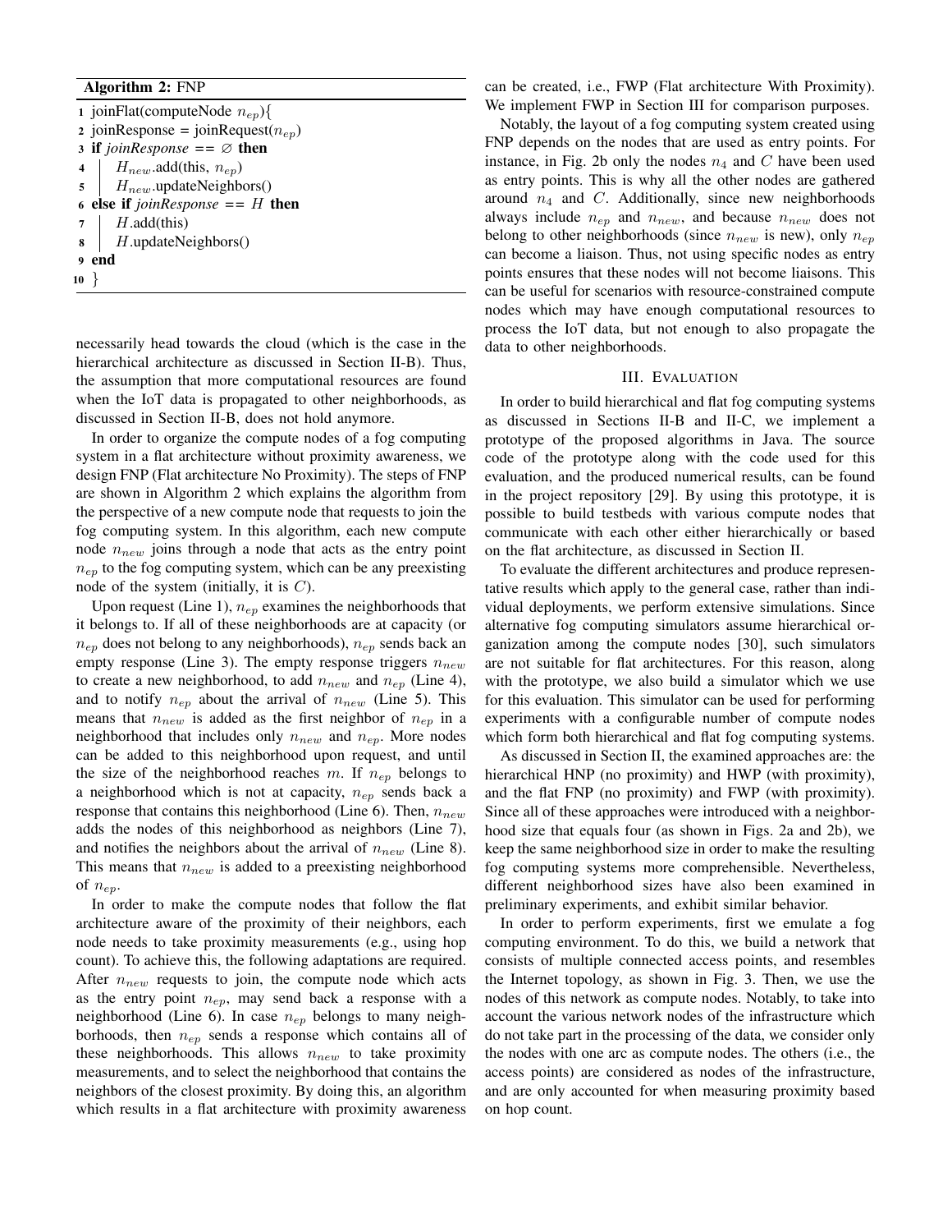**Algorithm 2:** FNP

```
1  joinFlat(computeNode n_ep){
2  joinResponse = joinRequest(n_ep)
3  if joinResponse == ∅ then
4  |   H_new.add(this, n_ep)
5  |   H_new.updateNeighbors()
6  else if joinResponse == H then
7  |   H.add(this)
8  |   H.updateNeighbors()
9  end
10 }
```

necessarily head towards the cloud (which is the case in the hierarchical architecture as discussed in Section II-B). Thus, the assumption that more computational resources are found when the IoT data is propagated to other neighborhoods, as discussed in Section II-B, does not hold anymore.

In order to organize the compute nodes of a fog computing system in a flat architecture without proximity awareness, we design FNP (Flat architecture No Proximity). The steps of FNP are shown in Algorithm 2 which explains the algorithm from the perspective of a new compute node that requests to join the fog computing system. In this algorithm, each new compute node $n_{new}$ joins through a node that acts as the entry point $n_{ep}$ to the fog computing system, which can be any preexisting node of the system (initially, it is $C$).

Upon request (Line 1), $n_{ep}$ examines the neighborhoods that it belongs to. If all of these neighborhoods are at capacity (or $n_{ep}$ does not belong to any neighborhoods), $n_{ep}$ sends back an empty response (Line 3). The empty response triggers $n_{new}$ to create a new neighborhood, to add $n_{new}$ and $n_{ep}$ (Line 4), and to notify $n_{ep}$ about the arrival of $n_{new}$ (Line 5). This means that $n_{new}$ is added as the first neighbor of $n_{ep}$ in a neighborhood that includes only $n_{new}$ and $n_{ep}$. More nodes can be added to this neighborhood upon request, and until the size of the neighborhood reaches $m$. If $n_{ep}$ belongs to a neighborhood which is not at capacity, $n_{ep}$ sends back a response that contains this neighborhood (Line 6). Then, $n_{new}$ adds the nodes of this neighborhood as neighbors (Line 7), and notifies the neighbors about the arrival of $n_{new}$ (Line 8). This means that $n_{new}$ is added to a preexisting neighborhood of $n_{ep}$.

In order to make the compute nodes that follow the flat architecture aware of the proximity of their neighbors, each node needs to take proximity measurements (e.g., using hop count). To achieve this, the following adaptations are required. After $n_{new}$ requests to join, the compute node which acts as the entry point $n_{ep}$, may send back a response with a neighborhood (Line 6). In case $n_{ep}$ belongs to many neighborhoods, then $n_{ep}$ sends a response which contains all of these neighborhoods. This allows $n_{new}$ to take proximity measurements, and to select the neighborhood that contains the neighbors of the closest proximity. By doing this, an algorithm which results in a flat architecture with proximity awareness can be created, i.e., FWP (Flat architecture With Proximity). We implement FWP in Section III for comparison purposes.

Notably, the layout of a fog computing system created using FNP depends on the nodes that are used as entry points. For instance, in Fig. 2b only the nodes $n_4$ and $C$ have been used as entry points. This is why all the other nodes are gathered around $n_4$ and $C$. Additionally, since new neighborhoods always include $n_{ep}$ and $n_{new}$, and because $n_{new}$ does not belong to other neighborhoods (since $n_{new}$ is new), only $n_{ep}$ can become a liaison. Thus, not using specific nodes as entry points ensures that these nodes will not become liaisons. This can be useful for scenarios with resource-constrained compute nodes which may have enough computational resources to process the IoT data, but not enough to also propagate the data to other neighborhoods.

## III. Evaluation

In order to build hierarchical and flat fog computing systems as discussed in Sections II-B and II-C, we implement a prototype of the proposed algorithms in Java. The source code of the prototype along with the code used for this evaluation, and the produced numerical results, can be found in the project repository [29]. By using this prototype, it is possible to build testbeds with various compute nodes that communicate with each other either hierarchically or based on the flat architecture, as discussed in Section II.

To evaluate the different architectures and produce representative results which apply to the general case, rather than individual deployments, we perform extensive simulations. Since alternative fog computing simulators assume hierarchical organization among the compute nodes [30], such simulators are not suitable for flat architectures. For this reason, along with the prototype, we also build a simulator which we use for this evaluation. This simulator can be used for performing experiments with a configurable number of compute nodes which form both hierarchical and flat fog computing systems.

As discussed in Section II, the examined approaches are: the hierarchical HNP (no proximity) and HWP (with proximity), and the flat FNP (no proximity) and FWP (with proximity). Since all of these approaches were introduced with a neighborhood size that equals four (as shown in Figs. 2a and 2b), we keep the same neighborhood size in order to make the resulting fog computing systems more comprehensible. Nevertheless, different neighborhood sizes have also been examined in preliminary experiments, and exhibit similar behavior.

In order to perform experiments, first we emulate a fog computing environment. To do this, we build a network that consists of multiple connected access points, and resembles the Internet topology, as shown in Fig. 3. Then, we use the nodes of this network as compute nodes. Notably, to take into account the various network nodes of the infrastructure which do not take part in the processing of the data, we consider only the nodes with one arc as compute nodes. The others (i.e., the access points) are considered as nodes of the infrastructure, and are only accounted for when measuring proximity based on hop count.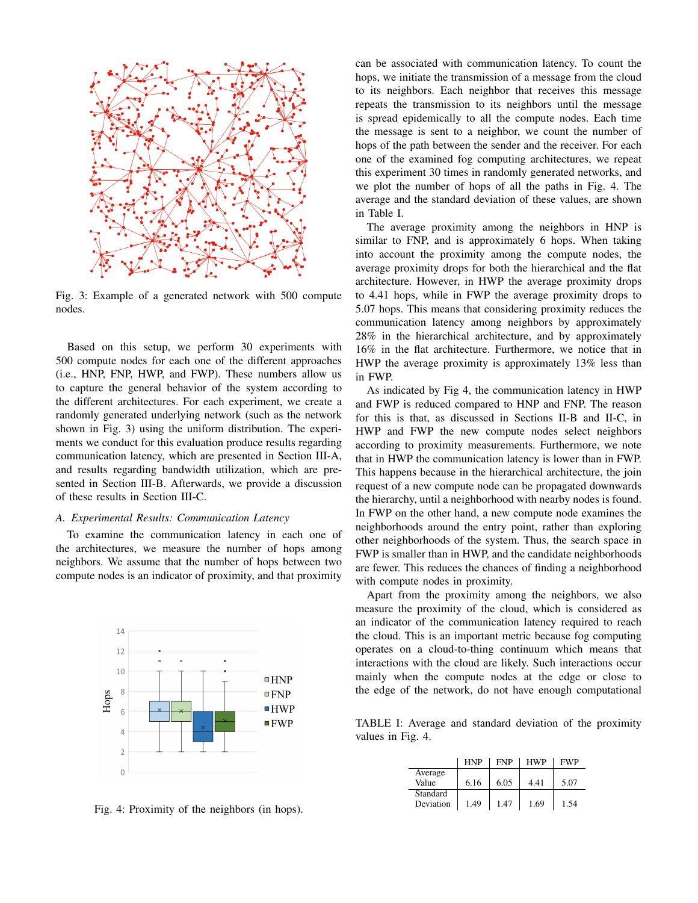Fig. 3: Example of a generated network with 500 compute nodes.

Based on this setup, we perform 30 experiments with 500 compute nodes for each one of the different approaches (i.e., HNP, FNP, HWP, and FWP). These numbers allow us to capture the general behavior of the system according to the different architectures. For each experiment, we create a randomly generated underlying network (such as the network shown in Fig. 3) using the uniform distribution. The experiments we conduct for this evaluation produce results regarding communication latency, which are presented in Section III-A, and results regarding bandwidth utilization, which are presented in Section III-B. Afterwards, we provide a discussion of these results in Section III-C.

### *A. Experimental Results: Communication Latency*

To examine the communication latency in each one of the architectures, we measure the number of hops among neighbors. We assume that the number of hops between two compute nodes is an indicator of proximity, and that proximity can be associated with communication latency. To count the hops, we initiate the transmission of a message from the cloud to its neighbors. Each neighbor that receives this message repeats the transmission to its neighbors until the message is spread epidemically to all the compute nodes. Each time the message is sent to a neighbor, we count the number of hops of the path between the sender and the receiver. For each one of the examined fog computing architectures, we repeat this experiment 30 times in randomly generated networks, and we plot the number of hops of all the paths in Fig. 4. The average and the standard deviation of these values, are shown in Table I.

Fig. 4: Proximity of the neighbors (in hops).

The average proximity among the neighbors in HNP is similar to FNP, and is approximately 6 hops. When taking into account the proximity among the compute nodes, the average proximity drops for both the hierarchical and the flat architecture. However, in HWP the average proximity drops to 4.41 hops, while in FWP the average proximity drops to 5.07 hops. This means that considering proximity reduces the communication latency among neighbors by approximately 28% in the hierarchical architecture, and by approximately 16% in the flat architecture. Furthermore, we notice that in HWP the average proximity is approximately 13% less than in FWP.

As indicated by Fig 4, the communication latency in HWP and FWP is reduced compared to HNP and FNP. The reason for this is that, as discussed in Sections II-B and II-C, in HWP and FWP the new compute nodes select neighbors according to proximity measurements. Furthermore, we note that in HWP the communication latency is lower than in FWP. This happens because in the hierarchical architecture, the join request of a new compute node can be propagated downwards the hierarchy, until a neighborhood with nearby nodes is found. In FWP on the other hand, a new compute node examines the neighborhoods around the entry point, rather than exploring other neighborhoods of the system. Thus, the search space in FWP is smaller than in HWP, and the candidate neighborhoods are fewer. This reduces the chances of finding a neighborhood with compute nodes in proximity.

Apart from the proximity among the neighbors, we also measure the proximity of the cloud, which is considered as an indicator of the communication latency required to reach the cloud. This is an important metric because fog computing operates on a cloud-to-thing continuum which means that interactions with the cloud are likely. Such interactions occur mainly when the compute nodes at the edge or close to the edge of the network, do not have enough computational

TABLE I: Average and standard deviation of the proximity values in Fig. 4.

| | HNP | FNP | HWP | FWP |
|---|---|---|---|---|
| Average Value | 6.16 | 6.05 | 4.41 | 5.07 |
| Standard Deviation | 1.49 | 1.47 | 1.69 | 1.54 |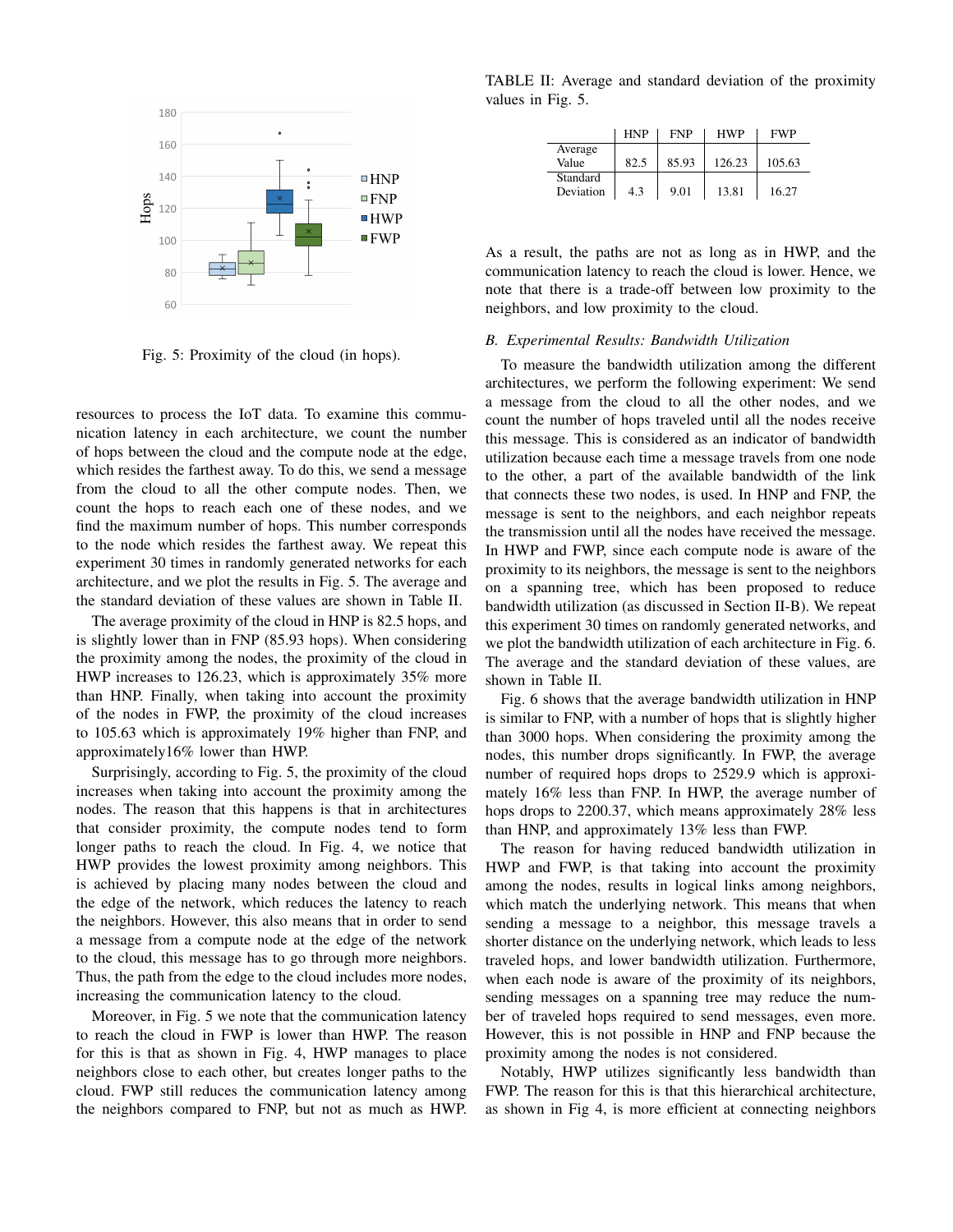Fig. 5: Proximity of the cloud (in hops).

resources to process the IoT data. To examine this communication latency in each architecture, we count the number of hops between the cloud and the compute node at the edge, which resides the farthest away. To do this, we send a message from the cloud to all the other compute nodes. Then, we count the hops to reach each one of these nodes, and we find the maximum number of hops. This number corresponds to the node which resides the farthest away. We repeat this experiment 30 times in randomly generated networks for each architecture, and we plot the results in Fig. 5. The average and the standard deviation of these values are shown in Table II.

The average proximity of the cloud in HNP is 82.5 hops, and is slightly lower than in FNP (85.93 hops). When considering the proximity among the nodes, the proximity of the cloud in HWP increases to 126.23, which is approximately 35% more than HNP. Finally, when taking into account the proximity of the nodes in FWP, the proximity of the cloud increases to 105.63 which is approximately 19% higher than FNP, and approximately16% lower than HWP.

Surprisingly, according to Fig. 5, the proximity of the cloud increases when taking into account the proximity among the nodes. The reason that this happens is that in architectures that consider proximity, the compute nodes tend to form longer paths to reach the cloud. In Fig. 4, we notice that HWP provides the lowest proximity among neighbors. This is achieved by placing many nodes between the cloud and the edge of the network, which reduces the latency to reach the neighbors. However, this also means that in order to send a message from a compute node at the edge of the network to the cloud, this message has to go through more neighbors. Thus, the path from the edge to the cloud includes more nodes, increasing the communication latency to the cloud.

Moreover, in Fig. 5 we note that the communication latency to reach the cloud in FWP is lower than HWP. The reason for this is that as shown in Fig. 4, HWP manages to place neighbors close to each other, but creates longer paths to the cloud. FWP still reduces the communication latency among the neighbors compared to FNP, but not as much as HWP.

TABLE II: Average and standard deviation of the proximity values in Fig. 5.

| | HNP | FNP | HWP | FWP |
|---|---|---|---|---|
| Average Value | 82.5 | 85.93 | 126.23 | 105.63 |
| Standard Deviation | 4.3 | 9.01 | 13.81 | 16.27 |

As a result, the paths are not as long as in HWP, and the communication latency to reach the cloud is lower. Hence, we note that there is a trade-off between low proximity to the neighbors, and low proximity to the cloud.

### *B. Experimental Results: Bandwidth Utilization*

To measure the bandwidth utilization among the different architectures, we perform the following experiment: We send a message from the cloud to all the other nodes, and we count the number of hops traveled until all the nodes receive this message. This is considered as an indicator of bandwidth utilization because each time a message travels from one node to the other, a part of the available bandwidth of the link that connects these two nodes, is used. In HNP and FNP, the message is sent to the neighbors, and each neighbor repeats the transmission until all the nodes have received the message. In HWP and FWP, since each compute node is aware of the proximity to its neighbors, the message is sent to the neighbors on a spanning tree, which has been proposed to reduce bandwidth utilization (as discussed in Section II-B). We repeat this experiment 30 times on randomly generated networks, and we plot the bandwidth utilization of each architecture in Fig. 6. The average and the standard deviation of these values, are shown in Table II.

Fig. 6 shows that the average bandwidth utilization in HNP is similar to FNP, with a number of hops that is slightly higher than 3000 hops. When considering the proximity among the nodes, this number drops significantly. In FWP, the average number of required hops drops to 2529.9 which is approximately 16% less than FNP. In HWP, the average number of hops drops to 2200.37, which means approximately 28% less than HNP, and approximately 13% less than FWP.

The reason for having reduced bandwidth utilization in HWP and FWP, is that taking into account the proximity among the nodes, results in logical links among neighbors, which match the underlying network. This means that when sending a message to a neighbor, this message travels a shorter distance on the underlying network, which leads to less traveled hops, and lower bandwidth utilization. Furthermore, when each node is aware of the proximity of its neighbors, sending messages on a spanning tree may reduce the number of traveled hops required to send messages, even more. However, this is not possible in HNP and FNP because the proximity among the nodes is not considered.

Notably, HWP utilizes significantly less bandwidth than FWP. The reason for this is that this hierarchical architecture, as shown in Fig 4, is more efficient at connecting neighbors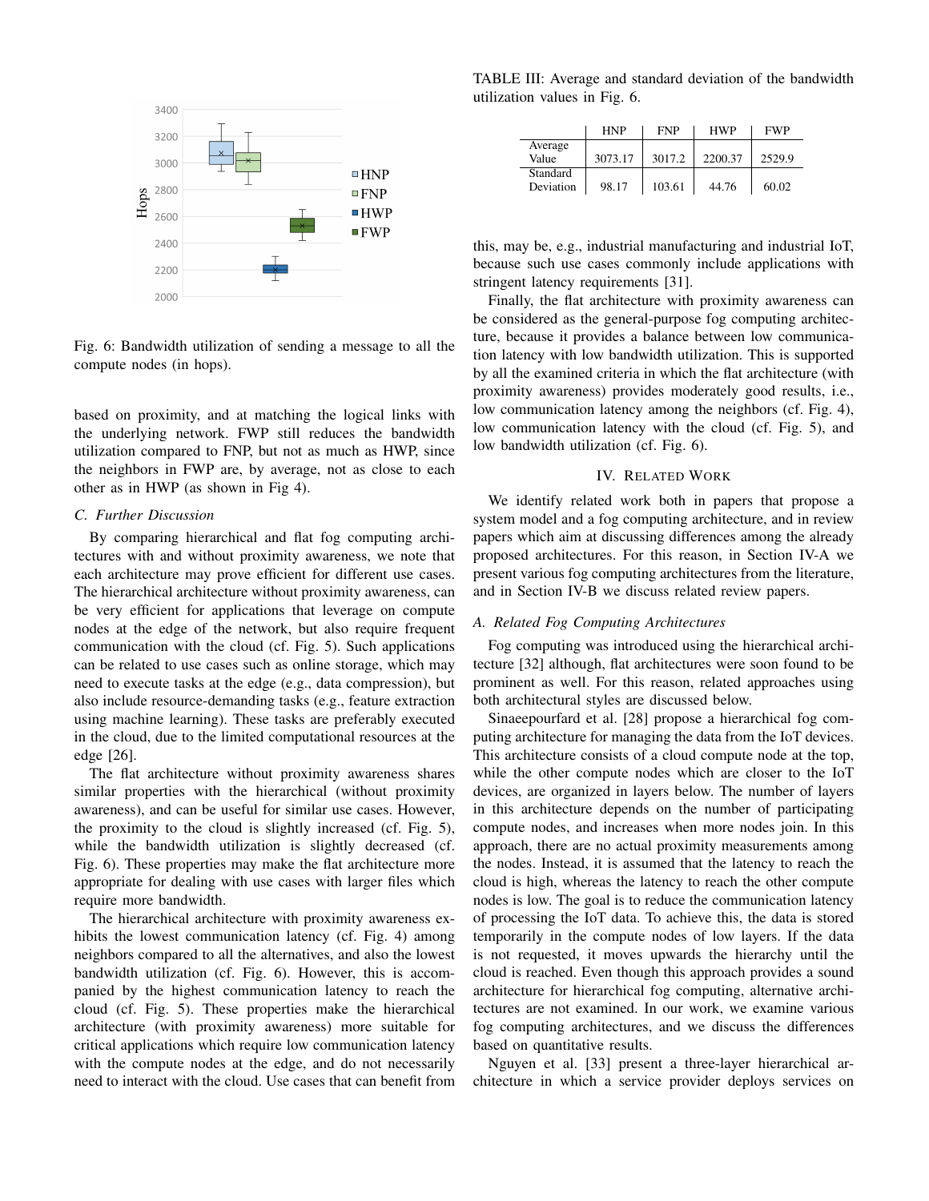Fig. 6: Bandwidth utilization of sending a message to all the compute nodes (in hops).

based on proximity, and at matching the logical links with the underlying network. FWP still reduces the bandwidth utilization compared to FNP, but not as much as HWP, since the neighbors in FWP are, by average, not as close to each other as in HWP (as shown in Fig 4).

### C. Further Discussion

By comparing hierarchical and flat fog computing architectures with and without proximity awareness, we note that each architecture may prove efficient for different use cases. The hierarchical architecture without proximity awareness, can be very efficient for applications that leverage on compute nodes at the edge of the network, but also require frequent communication with the cloud (cf. Fig. 5). Such applications can be related to use cases such as online storage, which may need to execute tasks at the edge (e.g., data compression), but also include resource-demanding tasks (e.g., feature extraction using machine learning). These tasks are preferably executed in the cloud, due to the limited computational resources at the edge [26].

The flat architecture without proximity awareness shares similar properties with the hierarchical (without proximity awareness), and can be useful for similar use cases. However, the proximity to the cloud is slightly increased (cf. Fig. 5), while the bandwidth utilization is slightly decreased (cf. Fig. 6). These properties may make the flat architecture more appropriate for dealing with use cases with larger files which require more bandwidth.

The hierarchical architecture with proximity awareness exhibits the lowest communication latency (cf. Fig. 4) among neighbors compared to all the alternatives, and also the lowest bandwidth utilization (cf. Fig. 6). However, this is accompanied by the highest communication latency to reach the cloud (cf. Fig. 5). These properties make the hierarchical architecture (with proximity awareness) more suitable for critical applications which require low communication latency with the compute nodes at the edge, and do not necessarily need to interact with the cloud. Use cases that can benefit from this, may be, e.g., industrial manufacturing and industrial IoT, because such use cases commonly include applications with stringent latency requirements [31].

Finally, the flat architecture with proximity awareness can be considered as the general-purpose fog computing architecture, because it provides a balance between low communication latency with low bandwidth utilization. This is supported by all the examined criteria in which the flat architecture (with proximity awareness) provides moderately good results, i.e., low communication latency among the neighbors (cf. Fig. 4), low communication latency with the cloud (cf. Fig. 5), and low bandwidth utilization (cf. Fig. 6).

TABLE III: Average and standard deviation of the bandwidth utilization values in Fig. 6.

| | HNP | FNP | HWP | FWP |
|---|---|---|---|---|
| Average Value | 3073.17 | 3017.2 | 2200.37 | 2529.9 |
| Standard Deviation | 98.17 | 103.61 | 44.76 | 60.02 |

## IV. Related Work

We identify related work both in papers that propose a system model and a fog computing architecture, and in review papers which aim at discussing differences among the already proposed architectures. For this reason, in Section IV-A we present various fog computing architectures from the literature, and in Section IV-B we discuss related review papers.

### A. Related Fog Computing Architectures

Fog computing was introduced using the hierarchical architecture [32] although, flat architectures were soon found to be prominent as well. For this reason, related approaches using both architectural styles are discussed below.

Sinaeepourfard et al. [28] propose a hierarchical fog computing architecture for managing the data from the IoT devices. This architecture consists of a cloud compute node at the top, while the other compute nodes which are closer to the IoT devices, are organized in layers below. The number of layers in this architecture depends on the number of participating compute nodes, and increases when more nodes join. In this approach, there are no actual proximity measurements among the nodes. Instead, it is assumed that the latency to reach the cloud is high, whereas the latency to reach the other compute nodes is low. The goal is to reduce the communication latency of processing the IoT data. To achieve this, the data is stored temporarily in the compute nodes of low layers. If the data is not requested, it moves upwards the hierarchy until the cloud is reached. Even though this approach provides a sound architecture for hierarchical fog computing, alternative architectures are not examined. In our work, we examine various fog computing architectures, and we discuss the differences based on quantitative results.

Nguyen et al. [33] present a three-layer hierarchical architecture in which a service provider deploys services on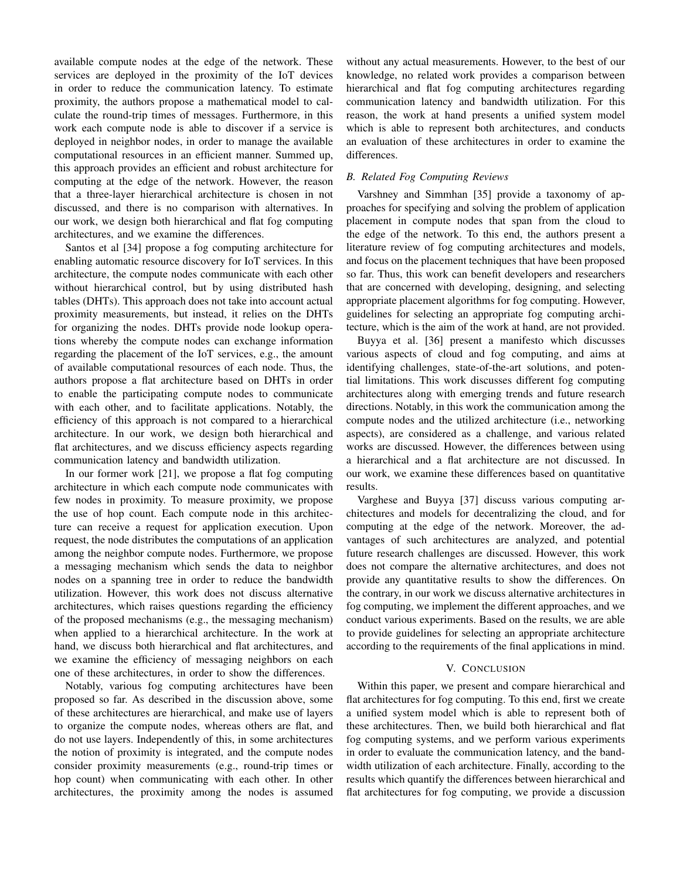available compute nodes at the edge of the network. These services are deployed in the proximity of the IoT devices in order to reduce the communication latency. To estimate proximity, the authors propose a mathematical model to calculate the round-trip times of messages. Furthermore, in this work each compute node is able to discover if a service is deployed in neighbor nodes, in order to manage the available computational resources in an efficient manner. Summed up, this approach provides an efficient and robust architecture for computing at the edge of the network. However, the reason that a three-layer hierarchical architecture is chosen in not discussed, and there is no comparison with alternatives. In our work, we design both hierarchical and flat fog computing architectures, and we examine the differences.

Santos et al [34] propose a fog computing architecture for enabling automatic resource discovery for IoT services. In this architecture, the compute nodes communicate with each other without hierarchical control, but by using distributed hash tables (DHTs). This approach does not take into account actual proximity measurements, but instead, it relies on the DHTs for organizing the nodes. DHTs provide node lookup operations whereby the compute nodes can exchange information regarding the placement of the IoT services, e.g., the amount of available computational resources of each node. Thus, the authors propose a flat architecture based on DHTs in order to enable the participating compute nodes to communicate with each other, and to facilitate applications. Notably, the efficiency of this approach is not compared to a hierarchical architecture. In our work, we design both hierarchical and flat architectures, and we discuss efficiency aspects regarding communication latency and bandwidth utilization.

In our former work [21], we propose a flat fog computing architecture in which each compute node communicates with few nodes in proximity. To measure proximity, we propose the use of hop count. Each compute node in this architecture can receive a request for application execution. Upon request, the node distributes the computations of an application among the neighbor compute nodes. Furthermore, we propose a messaging mechanism which sends the data to neighbor nodes on a spanning tree in order to reduce the bandwidth utilization. However, this work does not discuss alternative architectures, which raises questions regarding the efficiency of the proposed mechanisms (e.g., the messaging mechanism) when applied to a hierarchical architecture. In the work at hand, we discuss both hierarchical and flat architectures, and we examine the efficiency of messaging neighbors on each one of these architectures, in order to show the differences.

Notably, various fog computing architectures have been proposed so far. As described in the discussion above, some of these architectures are hierarchical, and make use of layers to organize the compute nodes, whereas others are flat, and do not use layers. Independently of this, in some architectures the notion of proximity is integrated, and the compute nodes consider proximity measurements (e.g., round-trip times or hop count) when communicating with each other. In other architectures, the proximity among the nodes is assumed without any actual measurements. However, to the best of our knowledge, no related work provides a comparison between hierarchical and flat fog computing architectures regarding communication latency and bandwidth utilization. For this reason, the work at hand presents a unified system model which is able to represent both architectures, and conducts an evaluation of these architectures in order to examine the differences.

### *B. Related Fog Computing Reviews*

Varshney and Simmhan [35] provide a taxonomy of approaches for specifying and solving the problem of application placement in compute nodes that span from the cloud to the edge of the network. To this end, the authors present a literature review of fog computing architectures and models, and focus on the placement techniques that have been proposed so far. Thus, this work can benefit developers and researchers that are concerned with developing, designing, and selecting appropriate placement algorithms for fog computing. However, guidelines for selecting an appropriate fog computing architecture, which is the aim of the work at hand, are not provided.

Buyya et al. [36] present a manifesto which discusses various aspects of cloud and fog computing, and aims at identifying challenges, state-of-the-art solutions, and potential limitations. This work discusses different fog computing architectures along with emerging trends and future research directions. Notably, in this work the communication among the compute nodes and the utilized architecture (i.e., networking aspects), are considered as a challenge, and various related works are discussed. However, the differences between using a hierarchical and a flat architecture are not discussed. In our work, we examine these differences based on quantitative results.

Varghese and Buyya [37] discuss various computing architectures and models for decentralizing the cloud, and for computing at the edge of the network. Moreover, the advantages of such architectures are analyzed, and potential future research challenges are discussed. However, this work does not compare the alternative architectures, and does not provide any quantitative results to show the differences. On the contrary, in our work we discuss alternative architectures in fog computing, we implement the different approaches, and we conduct various experiments. Based on the results, we are able to provide guidelines for selecting an appropriate architecture according to the requirements of the final applications in mind.

## V. Conclusion

Within this paper, we present and compare hierarchical and flat architectures for fog computing. To this end, first we create a unified system model which is able to represent both of these architectures. Then, we build both hierarchical and flat fog computing systems, and we perform various experiments in order to evaluate the communication latency, and the bandwidth utilization of each architecture. Finally, according to the results which quantify the differences between hierarchical and flat architectures for fog computing, we provide a discussion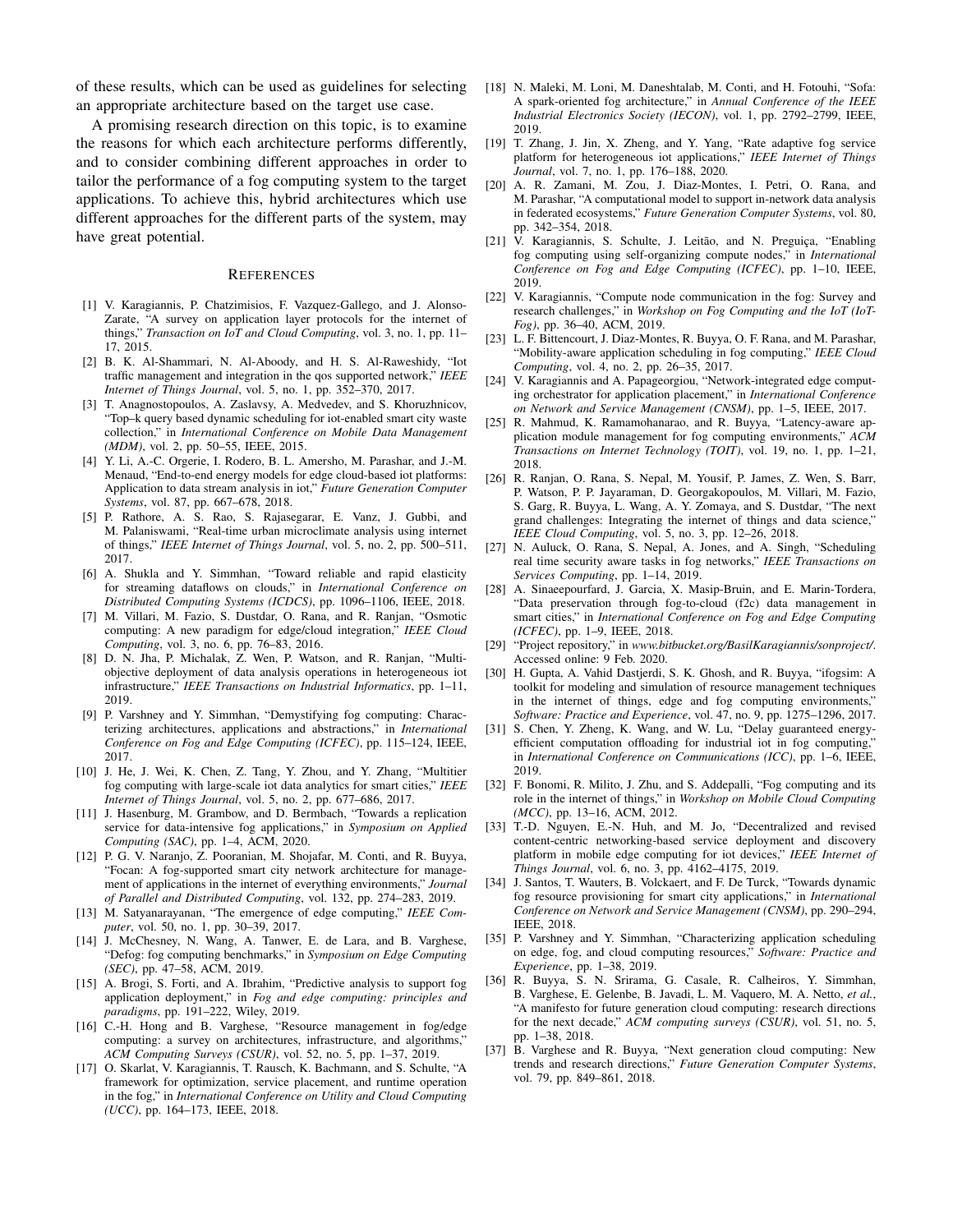of these results, which can be used as guidelines for selecting an appropriate architecture based on the target use case.

A promising research direction on this topic, is to examine the reasons for which each architecture performs differently, and to consider combining different approaches in order to tailor the performance of a fog computing system to the target applications. To achieve this, hybrid architectures which use different approaches for the different parts of the system, may have great potential.

## REFERENCES

[1] V. Karagiannis, P. Chatzimisios, F. Vazquez-Gallego, and J. Alonso-Zarate, "A survey on application layer protocols for the internet of things," *Transaction on IoT and Cloud Computing*, vol. 3, no. 1, pp. 11–17, 2015.

[2] B. K. Al-Shammari, N. Al-Aboody, and H. S. Al-Raweshidy, "Iot traffic management and integration in the qos supported network," *IEEE Internet of Things Journal*, vol. 5, no. 1, pp. 352–370, 2017.

[3] T. Anagnostopoulos, A. Zaslavsy, A. Medvedev, and S. Khoruzhnicov, "Top–k query based dynamic scheduling for iot-enabled smart city waste collection," in *International Conference on Mobile Data Management (MDM)*, vol. 2, pp. 50–55, IEEE, 2015.

[4] Y. Li, A.-C. Orgerie, I. Rodero, B. L. Amersho, M. Parashar, and J.-M. Menaud, "End-to-end energy models for edge cloud-based iot platforms: Application to data stream analysis in iot," *Future Generation Computer Systems*, vol. 87, pp. 667–678, 2018.

[5] P. Rathore, A. S. Rao, S. Rajasegarar, E. Vanz, J. Gubbi, and M. Palaniswami, "Real-time urban microclimate analysis using internet of things," *IEEE Internet of Things Journal*, vol. 5, no. 2, pp. 500–511, 2017.

[6] A. Shukla and Y. Simmhan, "Toward reliable and rapid elasticity for streaming dataflows on clouds," in *International Conference on Distributed Computing Systems (ICDCS)*, pp. 1096–1106, IEEE, 2018.

[7] M. Villari, M. Fazio, S. Dustdar, O. Rana, and R. Ranjan, "Osmotic computing: A new paradigm for edge/cloud integration," *IEEE Cloud Computing*, vol. 3, no. 6, pp. 76–83, 2016.

[8] D. N. Jha, P. Michalak, Z. Wen, P. Watson, and R. Ranjan, "Multi-objective deployment of data analysis operations in heterogeneous iot infrastructure," *IEEE Transactions on Industrial Informatics*, pp. 1–11, 2019.

[9] P. Varshney and Y. Simmhan, "Demystifying fog computing: Characterizing architectures, applications and abstractions," in *International Conference on Fog and Edge Computing (ICFEC)*, pp. 115–124, IEEE, 2017.

[10] J. He, J. Wei, K. Chen, Z. Tang, Y. Zhou, and Y. Zhang, "Multitier fog computing with large-scale iot data analytics for smart cities," *IEEE Internet of Things Journal*, vol. 5, no. 2, pp. 677–686, 2017.

[11] J. Hasenburg, M. Grambow, and D. Bermbach, "Towards a replication service for data-intensive fog applications," in *Symposium on Applied Computing (SAC)*, pp. 1–4, ACM, 2020.

[12] P. G. V. Naranjo, Z. Pooranian, M. Shojafar, M. Conti, and R. Buyya, "Focan: A fog-supported smart city network architecture for management of applications in the internet of everything environments," *Journal of Parallel and Distributed Computing*, vol. 132, pp. 274–283, 2019.

[13] M. Satyanarayanan, "The emergence of edge computing," *IEEE Computer*, vol. 50, no. 1, pp. 30–39, 2017.

[14] J. McChesney, N. Wang, A. Tanwer, E. de Lara, and B. Varghese, "Defog: fog computing benchmarks," in *Symposium on Edge Computing (SEC)*, pp. 47–58, ACM, 2019.

[15] A. Brogi, S. Forti, and A. Ibrahim, "Predictive analysis to support fog application deployment," in *Fog and edge computing: principles and paradigms*, pp. 191–222, Wiley, 2019.

[16] C.-H. Hong and B. Varghese, "Resource management in fog/edge computing: a survey on architectures, infrastructure, and algorithms," *ACM Computing Surveys (CSUR)*, vol. 52, no. 5, pp. 1–37, 2019.

[17] O. Skarlat, V. Karagiannis, T. Rausch, K. Bachmann, and S. Schulte, "A framework for optimization, service placement, and runtime operation in the fog," in *International Conference on Utility and Cloud Computing (UCC)*, pp. 164–173, IEEE, 2018.

[18] N. Maleki, M. Loni, M. Daneshtalab, M. Conti, and H. Fotouhi, "Sofa: A spark-oriented fog architecture," in *Annual Conference of the IEEE Industrial Electronics Society (IECON)*, vol. 1, pp. 2792–2799, IEEE, 2019.

[19] T. Zhang, J. Jin, X. Zheng, and Y. Yang, "Rate adaptive fog service platform for heterogeneous iot applications," *IEEE Internet of Things Journal*, vol. 7, no. 1, pp. 176–188, 2020.

[20] A. R. Zamani, M. Zou, J. Diaz-Montes, I. Petri, O. Rana, and M. Parashar, "A computational model to support in-network data analysis in federated ecosystems," *Future Generation Computer Systems*, vol. 80, pp. 342–354, 2018.

[21] V. Karagiannis, S. Schulte, J. Leitão, and N. Preguiça, "Enabling fog computing using self-organizing compute nodes," in *International Conference on Fog and Edge Computing (ICFEC)*, pp. 1–10, IEEE, 2019.

[22] V. Karagiannis, "Compute node communication in the fog: Survey and research challenges," in *Workshop on Fog Computing and the IoT (IoT-Fog)*, pp. 36–40, ACM, 2019.

[23] L. F. Bittencourt, J. Diaz-Montes, R. Buyya, O. F. Rana, and M. Parashar, "Mobility-aware application scheduling in fog computing," *IEEE Cloud Computing*, vol. 4, no. 2, pp. 26–35, 2017.

[24] V. Karagiannis and A. Papageorgiou, "Network-integrated edge computing orchestrator for application placement," in *International Conference on Network and Service Management (CNSM)*, pp. 1–5, IEEE, 2017.

[25] R. Mahmud, K. Ramamohanarao, and R. Buyya, "Latency-aware application module management for fog computing environments," *ACM Transactions on Internet Technology (TOIT)*, vol. 19, no. 1, pp. 1–21, 2018.

[26] R. Ranjan, O. Rana, S. Nepal, M. Yousif, P. James, Z. Wen, S. Barr, P. Watson, P. P. Jayaraman, D. Georgakopoulos, M. Villari, M. Fazio, S. Garg, R. Buyya, L. Wang, A. Y. Zomaya, and S. Dustdar, "The next grand challenges: Integrating the internet of things and data science," *IEEE Cloud Computing*, vol. 5, no. 3, pp. 12–26, 2018.

[27] N. Auluck, O. Rana, S. Nepal, A. Jones, and A. Singh, "Scheduling real time security aware tasks in fog networks," *IEEE Transactions on Services Computing*, pp. 1–14, 2019.

[28] A. Sinaeepourfard, J. Garcia, X. Masip-Bruin, and E. Marin-Tordera, "Data preservation through fog-to-cloud (f2c) data management in smart cities," in *International Conference on Fog and Edge Computing (ICFEC)*, pp. 1–9, IEEE, 2018.

[29] "Project repository," in *www.bitbucket.org/BasilKaragiannis/sonproject/*. Accessed online: 9 Feb. 2020.

[30] H. Gupta, A. Vahid Dastjerdi, S. K. Ghosh, and R. Buyya, "ifogsim: A toolkit for modeling and simulation of resource management techniques in the internet of things, edge and fog computing environments," *Software: Practice and Experience*, vol. 47, no. 9, pp. 1275–1296, 2017.

[31] S. Chen, Y. Zheng, K. Wang, and W. Lu, "Delay guaranteed energy-efficient computation offloading for industrial iot in fog computing," in *International Conference on Communications (ICC)*, pp. 1–6, IEEE, 2019.

[32] F. Bonomi, R. Milito, J. Zhu, and S. Addepalli, "Fog computing and its role in the internet of things," in *Workshop on Mobile Cloud Computing (MCC)*, pp. 13–16, ACM, 2012.

[33] T.-D. Nguyen, E.-N. Huh, and M. Jo, "Decentralized and revised content-centric networking-based service deployment and discovery platform in mobile edge computing for iot devices," *IEEE Internet of Things Journal*, vol. 6, no. 3, pp. 4162–4175, 2019.

[34] J. Santos, T. Wauters, B. Volckaert, and F. De Turck, "Towards dynamic fog resource provisioning for smart city applications," in *International Conference on Network and Service Management (CNSM)*, pp. 290–294, IEEE, 2018.

[35] P. Varshney and Y. Simmhan, "Characterizing application scheduling on edge, fog, and cloud computing resources," *Software: Practice and Experience*, pp. 1–38, 2019.

[36] R. Buyya, S. N. Srirama, G. Casale, R. Calheiros, Y. Simmhan, B. Varghese, E. Gelenbe, B. Javadi, L. M. Vaquero, M. A. S. Netto, *et al.*, "A manifesto for future generation cloud computing: research directions for the next decade," *ACM computing surveys (CSUR)*, vol. 51, no. 5, pp. 1–38, 2018.

[37] B. Varghese and R. Buyya, "Next generation cloud computing: New trends and research directions," *Future Generation Computer Systems*, vol. 79, pp. 849–861, 2018.